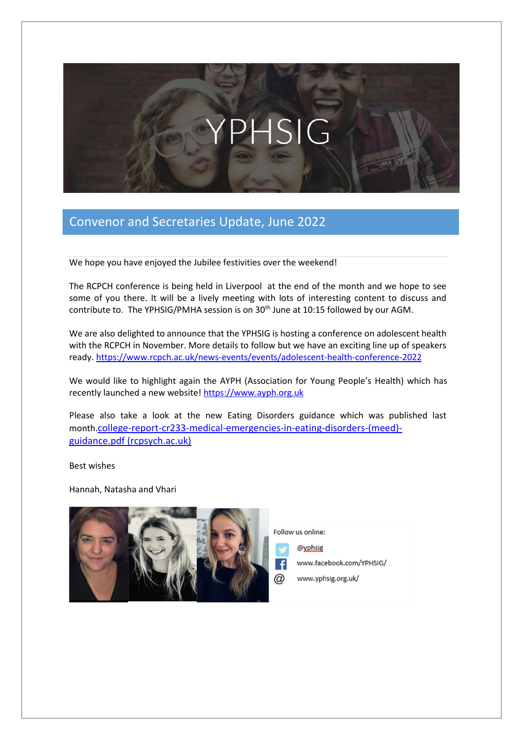# YPHSIG

## Convenor and Secretaries Update, June 2022

We hope you have enjoyed the Jubilee festivities over the weekend!

The RCPCH conference is being held in Liverpool at the end of the month and we hope to see some of you there. It will be a lively meeting with lots of interesting content to discuss and contribute to. The YPHSIG/PMHA session is on 30th June at 10:15 followed by our AGM.

We are also delighted to announce that the YPHSIG is hosting a conference on adolescent health with the RCPCH in November. More details to follow but we have an exciting line up of speakers ready. https://www.rcpch.ac.uk/news-events/events/adolescent-health-conference-2022

We would like to highlight again the AYPH (Association for Young People's Health) which has recently launched a new website! https://www.ayph.org.uk

Please also take a look at the new Eating Disorders guidance which was published last month.college-report-cr233-medical-emergencies-in-eating-disorders-(meed)-guidance.pdf (rcpsych.ac.uk)

Best wishes

Hannah, Natasha and Vhari

Follow us online:

@yphsig

www.facebook.com/YPHSIG/

www.yphsig.org.uk/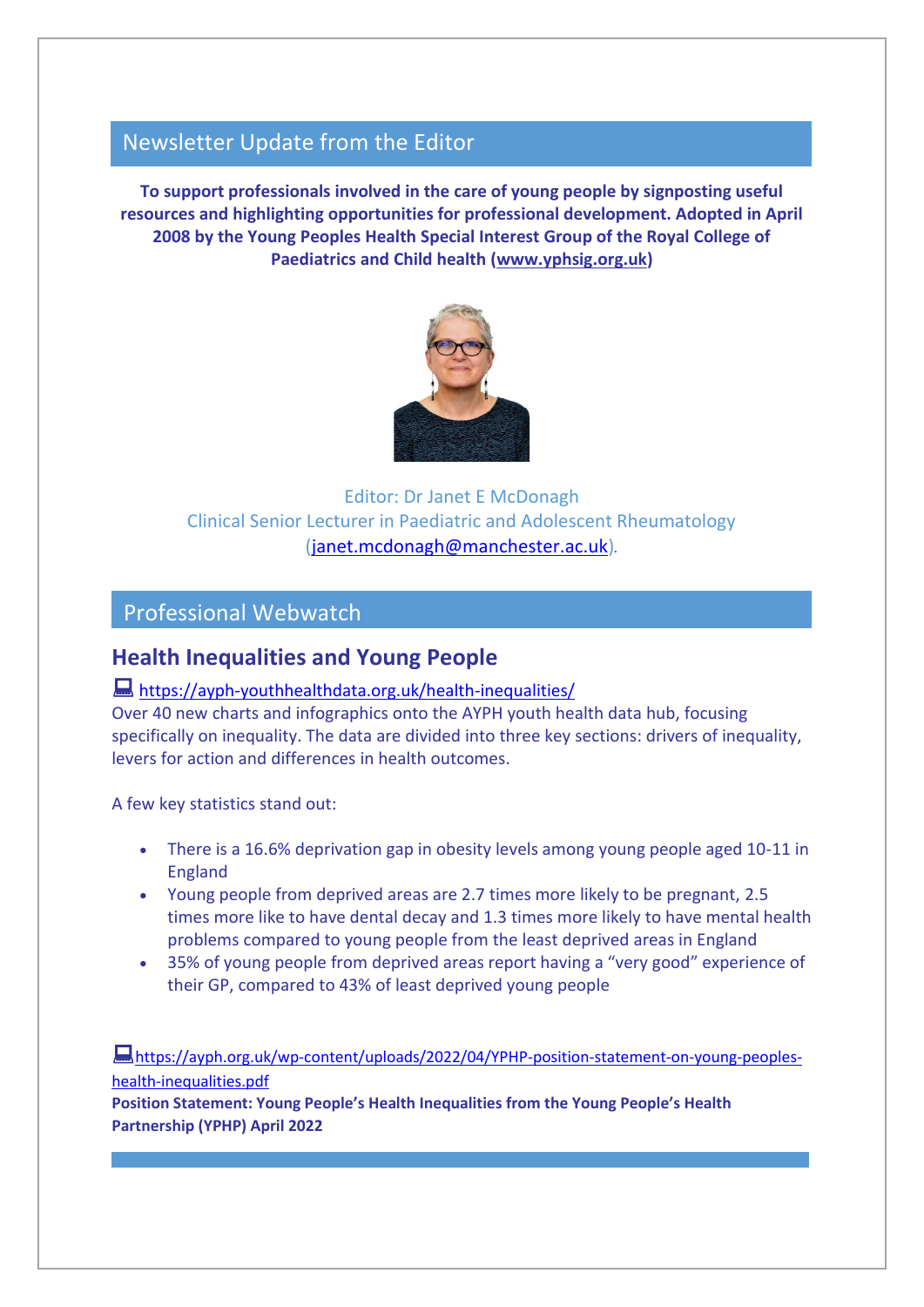## Newsletter Update from the Editor

**To support professionals involved in the care of young people by signposting useful resources and highlighting opportunities for professional development. Adopted in April 2008 by the Young Peoples Health Special Interest Group of the Royal College of Paediatrics and Child health (www.yphsig.org.uk)**

Editor: Dr Janet E McDonagh
Clinical Senior Lecturer in Paediatric and Adolescent Rheumatology
(janet.mcdonagh@manchester.ac.uk).

## Professional Webwatch

### Health Inequalities and Young People

https://ayph-youthhealthdata.org.uk/health-inequalities/

Over 40 new charts and infographics onto the AYPH youth health data hub, focusing specifically on inequality. The data are divided into three key sections: drivers of inequality, levers for action and differences in health outcomes.

A few key statistics stand out:

- There is a 16.6% deprivation gap in obesity levels among young people aged 10-11 in England
- Young people from deprived areas are 2.7 times more likely to be pregnant, 2.5 times more like to have dental decay and 1.3 times more likely to have mental health problems compared to young people from the least deprived areas in England
- 35% of young people from deprived areas report having a "very good" experience of their GP, compared to 43% of least deprived young people

https://ayph.org.uk/wp-content/uploads/2022/04/YPHP-position-statement-on-young-peoples-health-inequalities.pdf

**Position Statement: Young People's Health Inequalities from the Young People's Health Partnership (YPHP) April 2022**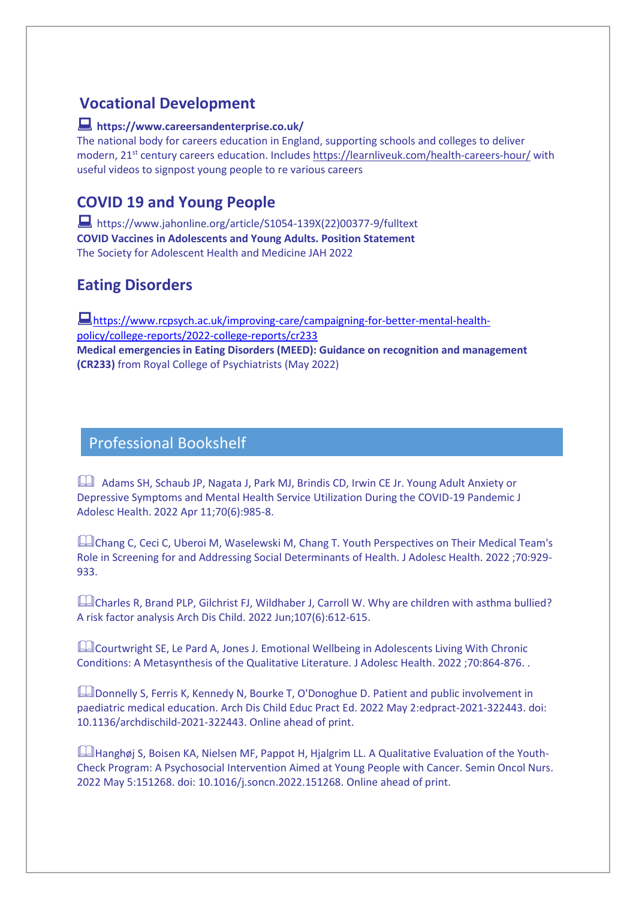## Vocational Development

**https://www.careersandenterprise.co.uk/**

The national body for careers education in England, supporting schools and colleges to deliver modern, 21st century careers education. Includes https://learnliveuk.com/health-careers-hour/ with useful videos to signpost young people to re various careers

## COVID 19 and Young People

https://www.jahonline.org/article/S1054-139X(22)00377-9/fulltext

**COVID Vaccines in Adolescents and Young Adults. Position Statement**

The Society for Adolescent Health and Medicine JAH 2022

## Eating Disorders

https://www.rcpsych.ac.uk/improving-care/campaigning-for-better-mental-health-policy/college-reports/2022-college-reports/cr233

**Medical emergencies in Eating Disorders (MEED): Guidance on recognition and management (CR233)** from Royal College of Psychiatrists (May 2022)

## Professional Bookshelf

Adams SH, Schaub JP, Nagata J, Park MJ, Brindis CD, Irwin CE Jr. Young Adult Anxiety or Depressive Symptoms and Mental Health Service Utilization During the COVID-19 Pandemic J Adolesc Health. 2022 Apr 11;70(6):985-8.

Chang C, Ceci C, Uberoi M, Waselewski M, Chang T. Youth Perspectives on Their Medical Team's Role in Screening for and Addressing Social Determinants of Health. J Adolesc Health. 2022 ;70:929-933.

Charles R, Brand PLP, Gilchrist FJ, Wildhaber J, Carroll W. Why are children with asthma bullied? A risk factor analysis Arch Dis Child. 2022 Jun;107(6):612-615.

Courtwright SE, Le Pard A, Jones J. Emotional Wellbeing in Adolescents Living With Chronic Conditions: A Metasynthesis of the Qualitative Literature. J Adolesc Health. 2022 ;70:864-876. .

Donnelly S, Ferris K, Kennedy N, Bourke T, O'Donoghue D. Patient and public involvement in paediatric medical education. Arch Dis Child Educ Pract Ed. 2022 May 2:edpract-2021-322443. doi: 10.1136/archdischild-2021-322443. Online ahead of print.

Hanghøj S, Boisen KA, Nielsen MF, Pappot H, Hjalgrim LL. A Qualitative Evaluation of the Youth-Check Program: A Psychosocial Intervention Aimed at Young People with Cancer. Semin Oncol Nurs. 2022 May 5:151268. doi: 10.1016/j.soncn.2022.151268. Online ahead of print.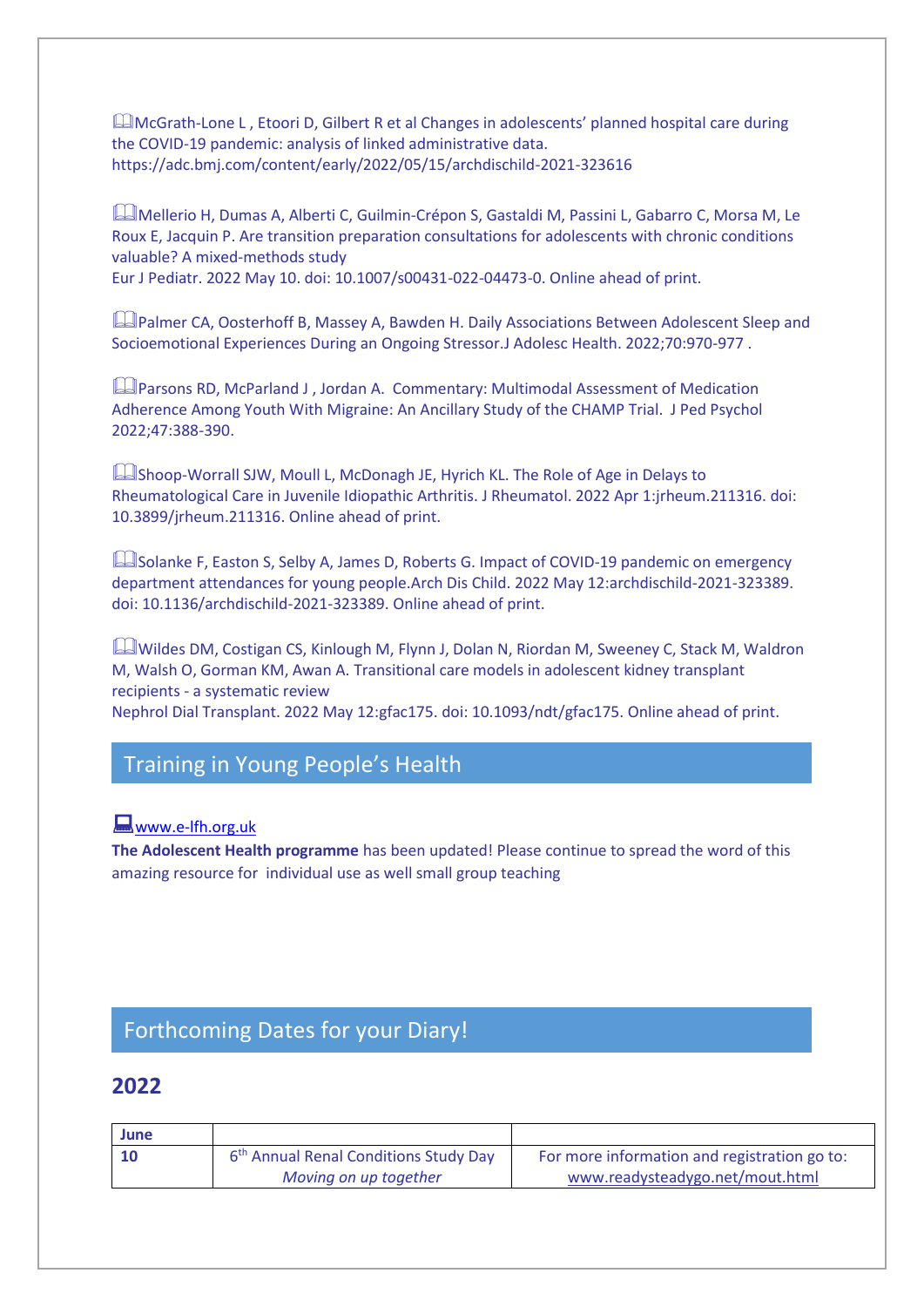McGrath-Lone L , Etoori D, Gilbert R et al Changes in adolescents' planned hospital care during the COVID-19 pandemic: analysis of linked administrative data. https://adc.bmj.com/content/early/2022/05/15/archdischild-2021-323616

Mellerio H, Dumas A, Alberti C, Guilmin-Crépon S, Gastaldi M, Passini L, Gabarro C, Morsa M, Le Roux E, Jacquin P. Are transition preparation consultations for adolescents with chronic conditions valuable? A mixed-methods study
Eur J Pediatr. 2022 May 10. doi: 10.1007/s00431-022-04473-0. Online ahead of print.

Palmer CA, Oosterhoff B, Massey A, Bawden H. Daily Associations Between Adolescent Sleep and Socioemotional Experiences During an Ongoing Stressor.J Adolesc Health. 2022;70:970-977 .

Parsons RD, McParland J , Jordan A. Commentary: Multimodal Assessment of Medication Adherence Among Youth With Migraine: An Ancillary Study of the CHAMP Trial. J Ped Psychol 2022;47:388-390.

Shoop-Worrall SJW, Moull L, McDonagh JE, Hyrich KL. The Role of Age in Delays to Rheumatological Care in Juvenile Idiopathic Arthritis. J Rheumatol. 2022 Apr 1:jrheum.211316. doi: 10.3899/jrheum.211316. Online ahead of print.

Solanke F, Easton S, Selby A, James D, Roberts G. Impact of COVID-19 pandemic on emergency department attendances for young people.Arch Dis Child. 2022 May 12:archdischild-2021-323389. doi: 10.1136/archdischild-2021-323389. Online ahead of print.

Wildes DM, Costigan CS, Kinlough M, Flynn J, Dolan N, Riordan M, Sweeney C, Stack M, Waldron M, Walsh O, Gorman KM, Awan A. Transitional care models in adolescent kidney transplant recipients - a systematic review
Nephrol Dial Transplant. 2022 May 12:gfac175. doi: 10.1093/ndt/gfac175. Online ahead of print.

## Training in Young People's Health

www.e-lfh.org.uk

**The Adolescent Health programme** has been updated! Please continue to spread the word of this amazing resource for individual use as well small group teaching

## Forthcoming Dates for your Diary!

## 2022

| June | | |
|---|---|---|
| **10** | 6th Annual Renal Conditions Study Day *Moving on up together* | For more information and registration go to: www.readysteadygo.net/mout.html |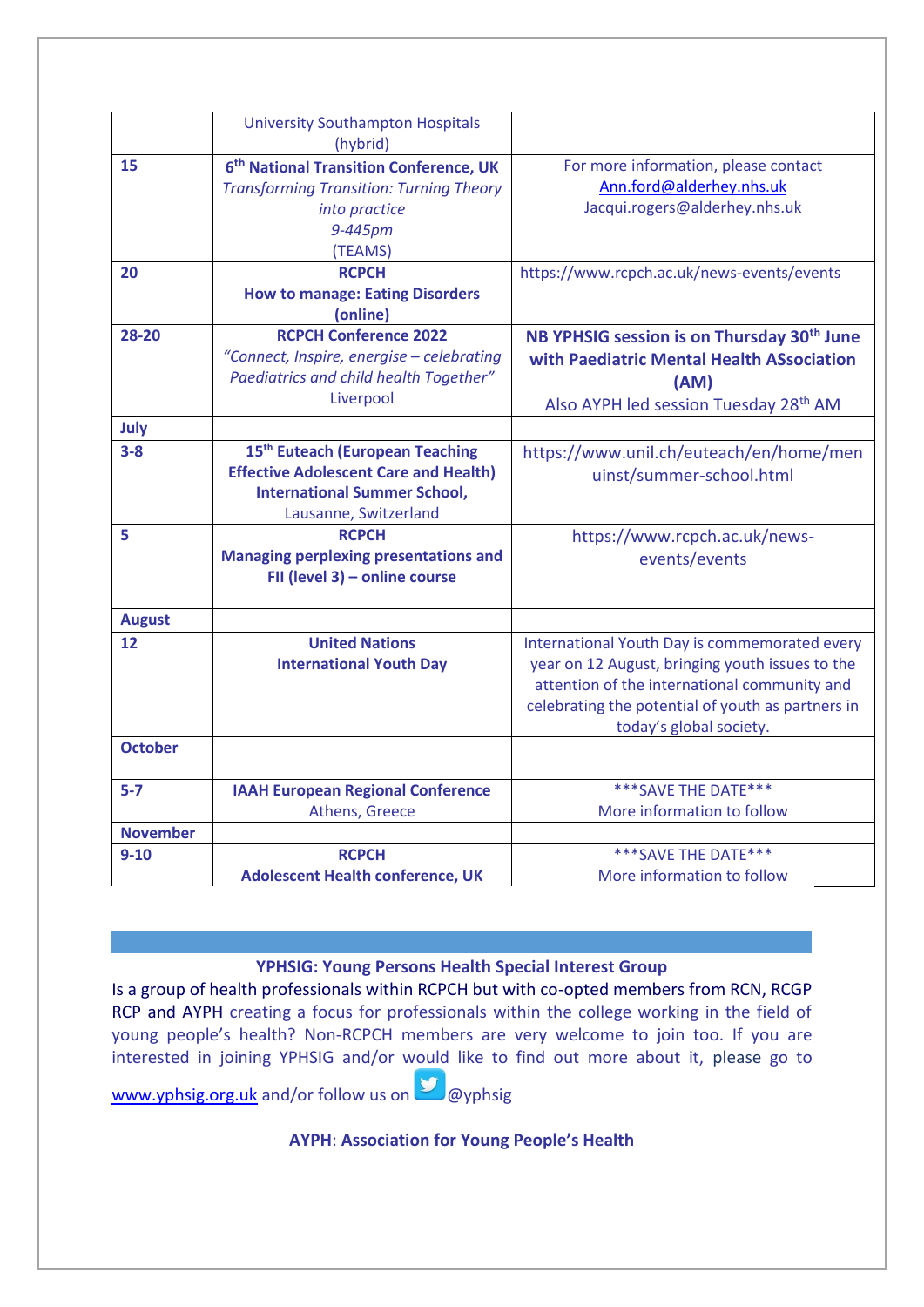| | | |
|---|---|---|
| | University Southampton Hospitals (hybrid) | |
| **15** | **6th National Transition Conference, UK** *Transforming Transition: Turning Theory into practice* *9-445pm* (TEAMS) | For more information, please contact Ann.ford@alderhey.nhs.uk Jacqui.rogers@alderhey.nhs.uk |
| **20** | **RCPCH How to manage: Eating Disorders (online)** | https://www.rcpch.ac.uk/news-events/events |
| **28-20** | **RCPCH Conference 2022** *"Connect, Inspire, energise – celebrating Paediatrics and child health Together"* Liverpool | **NB YPHSIG session is on Thursday 30th June with Paediatric Mental Health ASsociation (AM)** Also AYPH led session Tuesday 28th AM |
| **July** | | |
| **3-8** | **15th Euteach (European Teaching Effective Adolescent Care and Health) International Summer School,** Lausanne, Switzerland | https://www.unil.ch/euteach/en/home/menuinst/summer-school.html |
| **5** | **RCPCH Managing perplexing presentations and FII (level 3) – online course** | https://www.rcpch.ac.uk/news-events/events |
| **August** | | |
| **12** | **United Nations International Youth Day** | International Youth Day is commemorated every year on 12 August, bringing youth issues to the attention of the international community and celebrating the potential of youth as partners in today's global society. |
| **October** | | |
| **5-7** | **IAAH European Regional Conference** Athens, Greece | \*\*\*SAVE THE DATE\*\*\* More information to follow |
| **November** | | |
| **9-10** | **RCPCH Adolescent Health conference, UK** | \*\*\*SAVE THE DATE\*\*\* More information to follow |

**YPHSIG: Young Persons Health Special Interest Group**

Is a group of health professionals within RCPCH but with co-opted members from RCN, RCGP RCP and AYPH creating a focus for professionals within the college working in the field of young people's health? Non-RCPCH members are very welcome to join too. If you are interested in joining YPHSIG and/or would like to find out more about it, please go to www.yphsig.org.uk and/or follow us on @yphsig

**AYPH: Association for Young People's Health**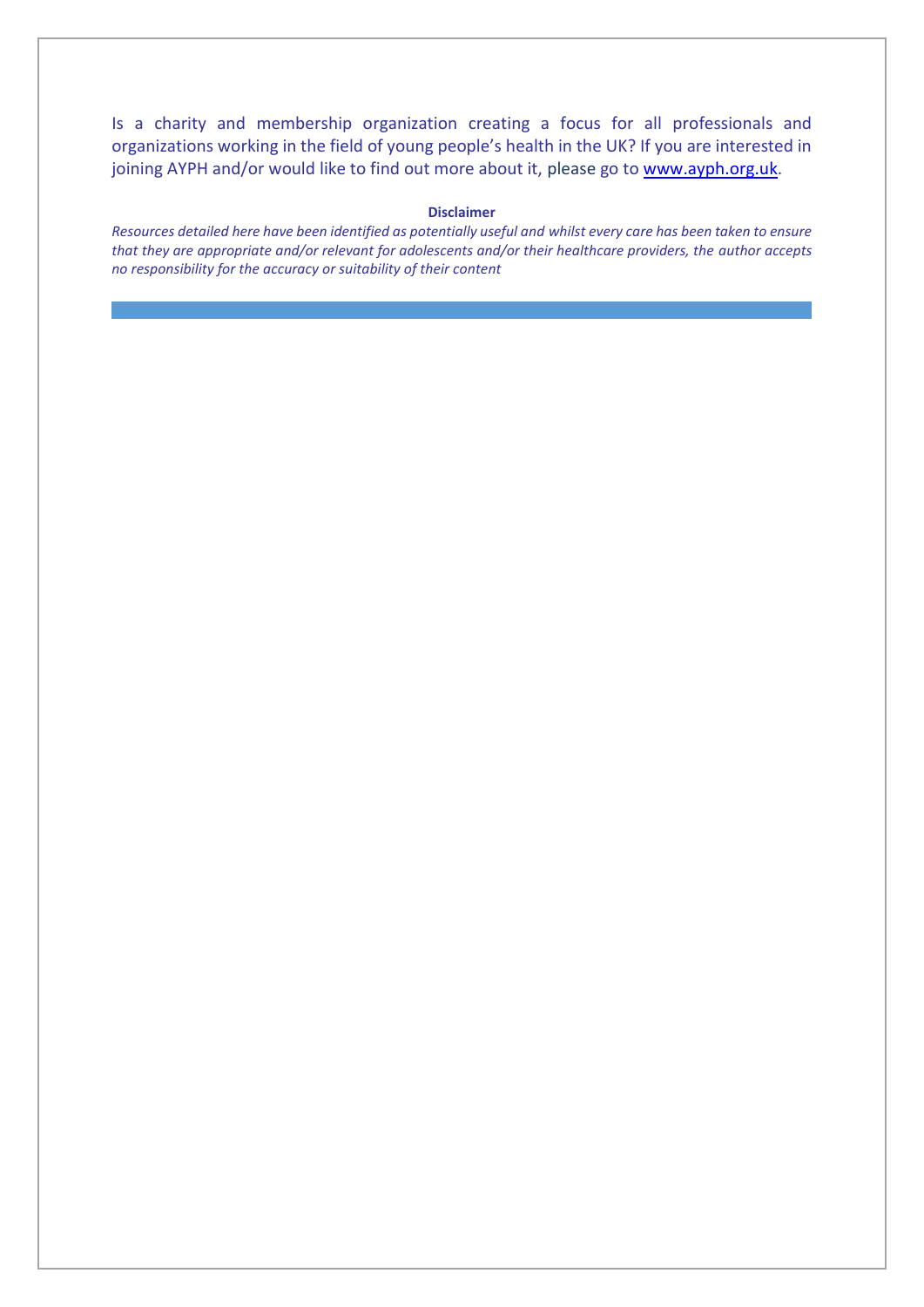Is a charity and membership organization creating a focus for all professionals and organizations working in the field of young people's health in the UK? If you are interested in joining AYPH and/or would like to find out more about it, please go to [www.ayph.org.uk](http://www.ayph.org.uk).

**Disclaimer**

*Resources detailed here have been identified as potentially useful and whilst every care has been taken to ensure that they are appropriate and/or relevant for adolescents and/or their healthcare providers, the author accepts no responsibility for the accuracy or suitability of their content*